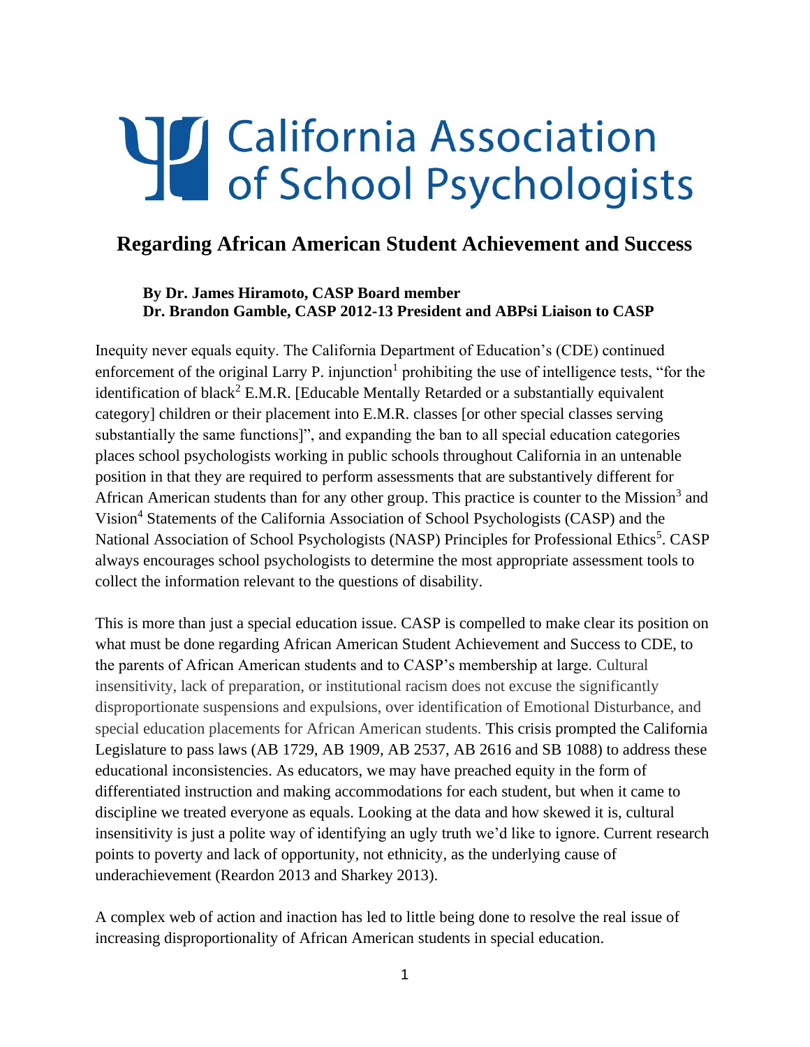# California Association of School Psychologists

## Regarding African American Student Achievement and Success

**By Dr. James Hiramoto, CASP Board member**
**Dr. Brandon Gamble, CASP 2012-13 President and ABPsi Liaison to CASP**

Inequity never equals equity. The California Department of Education's (CDE) continued enforcement of the original Larry P. injunction[1] prohibiting the use of intelligence tests, "for the identification of black[2] E.M.R. [Educable Mentally Retarded or a substantially equivalent category] children or their placement into E.M.R. classes [or other special classes serving substantially the same functions]", and expanding the ban to all special education categories places school psychologists working in public schools throughout California in an untenable position in that they are required to perform assessments that are substantively different for African American students than for any other group. This practice is counter to the Mission[3] and Vision[4] Statements of the California Association of School Psychologists (CASP) and the National Association of School Psychologists (NASP) Principles for Professional Ethics[5]. CASP always encourages school psychologists to determine the most appropriate assessment tools to collect the information relevant to the questions of disability.

This is more than just a special education issue. CASP is compelled to make clear its position on what must be done regarding African American Student Achievement and Success to CDE, to the parents of African American students and to CASP's membership at large. Cultural insensitivity, lack of preparation, or institutional racism does not excuse the significantly disproportionate suspensions and expulsions, over identification of Emotional Disturbance, and special education placements for African American students. This crisis prompted the California Legislature to pass laws (AB 1729, AB 1909, AB 2537, AB 2616 and SB 1088) to address these educational inconsistencies. As educators, we may have preached equity in the form of differentiated instruction and making accommodations for each student, but when it came to discipline we treated everyone as equals. Looking at the data and how skewed it is, cultural insensitivity is just a polite way of identifying an ugly truth we'd like to ignore. Current research points to poverty and lack of opportunity, not ethnicity, as the underlying cause of underachievement (Reardon 2013 and Sharkey 2013).

A complex web of action and inaction has led to little being done to resolve the real issue of increasing disproportionality of African American students in special education.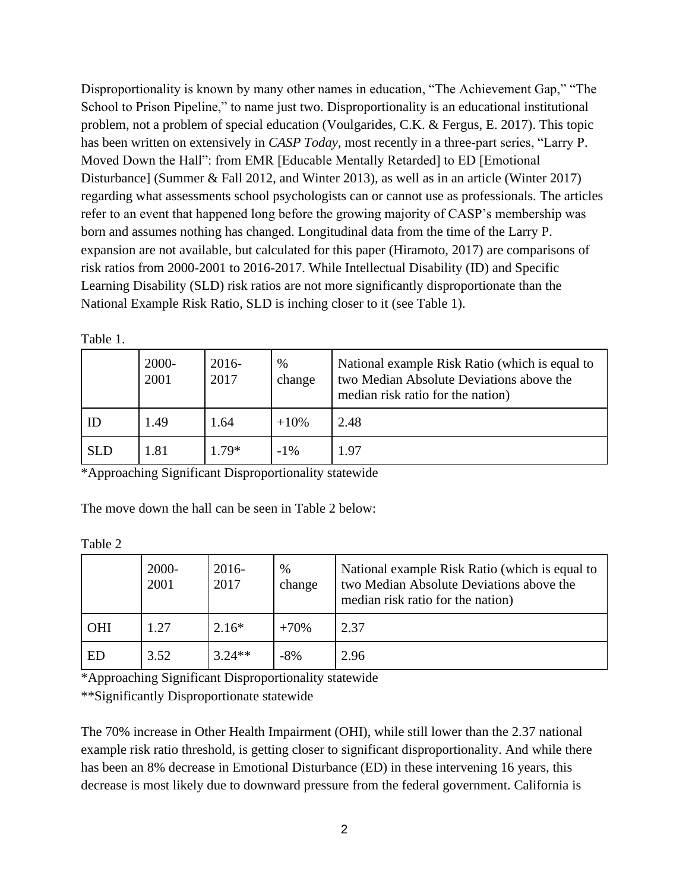Disproportionality is known by many other names in education, "The Achievement Gap," "The School to Prison Pipeline," to name just two. Disproportionality is an educational institutional problem, not a problem of special education (Voulgarides, C.K. & Fergus, E. 2017). This topic has been written on extensively in *CASP Today*, most recently in a three-part series, "Larry P. Moved Down the Hall": from EMR [Educable Mentally Retarded] to ED [Emotional Disturbance] (Summer & Fall 2012, and Winter 2013), as well as in an article (Winter 2017) regarding what assessments school psychologists can or cannot use as professionals. The articles refer to an event that happened long before the growing majority of CASP's membership was born and assumes nothing has changed. Longitudinal data from the time of the Larry P. expansion are not available, but calculated for this paper (Hiramoto, 2017) are comparisons of risk ratios from 2000-2001 to 2016-2017. While Intellectual Disability (ID) and Specific Learning Disability (SLD) risk ratios are not more significantly disproportionate than the National Example Risk Ratio, SLD is inching closer to it (see Table 1).

Table 1.

| | 2000-2001 | 2016-2017 | % change | National example Risk Ratio (which is equal to two Median Absolute Deviations above the median risk ratio for the nation) |
|---|---|---|---|---|
| ID | 1.49 | 1.64 | +10% | 2.48 |
| SLD | 1.81 | 1.79* | -1% | 1.97 |

*Approaching Significant Disproportionality statewide

The move down the hall can be seen in Table 2 below:

Table 2

| | 2000-2001 | 2016-2017 | % change | National example Risk Ratio (which is equal to two Median Absolute Deviations above the median risk ratio for the nation) |
|---|---|---|---|---|
| OHI | 1.27 | 2.16* | +70% | 2.37 |
| ED | 3.52 | 3.24** | -8% | 2.96 |

*Approaching Significant Disproportionality statewide

**Significantly Disproportionate statewide

The 70% increase in Other Health Impairment (OHI), while still lower than the 2.37 national example risk ratio threshold, is getting closer to significant disproportionality. And while there has been an 8% decrease in Emotional Disturbance (ED) in these intervening 16 years, this decrease is most likely due to downward pressure from the federal government. California is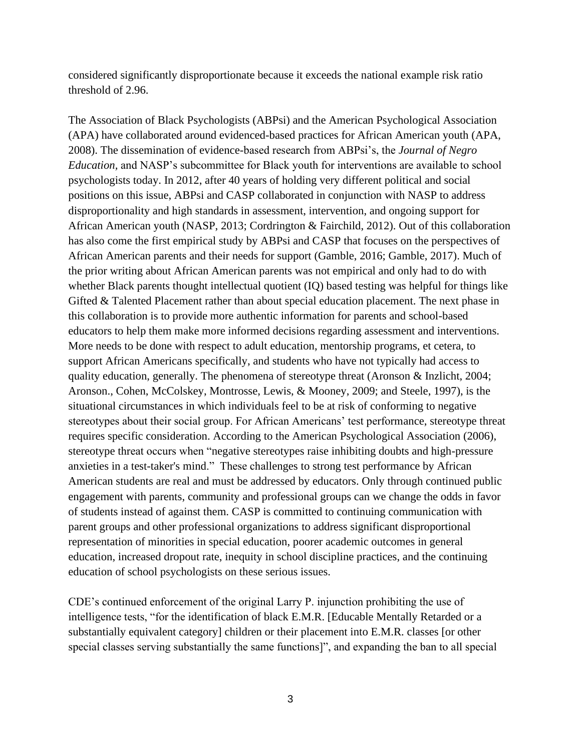considered significantly disproportionate because it exceeds the national example risk ratio threshold of 2.96.

The Association of Black Psychologists (ABPsi) and the American Psychological Association (APA) have collaborated around evidenced-based practices for African American youth (APA, 2008). The dissemination of evidence-based research from ABPsi's, the *Journal of Negro Education,* and NASP's subcommittee for Black youth for interventions are available to school psychologists today. In 2012, after 40 years of holding very different political and social positions on this issue, ABPsi and CASP collaborated in conjunction with NASP to address disproportionality and high standards in assessment, intervention, and ongoing support for African American youth (NASP, 2013; Cordrington & Fairchild, 2012). Out of this collaboration has also come the first empirical study by ABPsi and CASP that focuses on the perspectives of African American parents and their needs for support (Gamble, 2016; Gamble, 2017). Much of the prior writing about African American parents was not empirical and only had to do with whether Black parents thought intellectual quotient (IQ) based testing was helpful for things like Gifted & Talented Placement rather than about special education placement. The next phase in this collaboration is to provide more authentic information for parents and school-based educators to help them make more informed decisions regarding assessment and interventions. More needs to be done with respect to adult education, mentorship programs, et cetera, to support African Americans specifically, and students who have not typically had access to quality education, generally. The phenomena of stereotype threat (Aronson & Inzlicht, 2004; Aronson., Cohen, McColskey, Montrosse, Lewis, & Mooney, 2009; and Steele, 1997), is the situational circumstances in which individuals feel to be at risk of conforming to negative stereotypes about their social group. For African Americans' test performance, stereotype threat requires specific consideration. According to the American Psychological Association (2006), stereotype threat occurs when "negative stereotypes raise inhibiting doubts and high-pressure anxieties in a test-taker's mind." These challenges to strong test performance by African American students are real and must be addressed by educators. Only through continued public engagement with parents, community and professional groups can we change the odds in favor of students instead of against them. CASP is committed to continuing communication with parent groups and other professional organizations to address significant disproportional representation of minorities in special education, poorer academic outcomes in general education, increased dropout rate, inequity in school discipline practices, and the continuing education of school psychologists on these serious issues.

CDE's continued enforcement of the original Larry P. injunction prohibiting the use of intelligence tests, "for the identification of black E.M.R. [Educable Mentally Retarded or a substantially equivalent category] children or their placement into E.M.R. classes [or other special classes serving substantially the same functions]", and expanding the ban to all special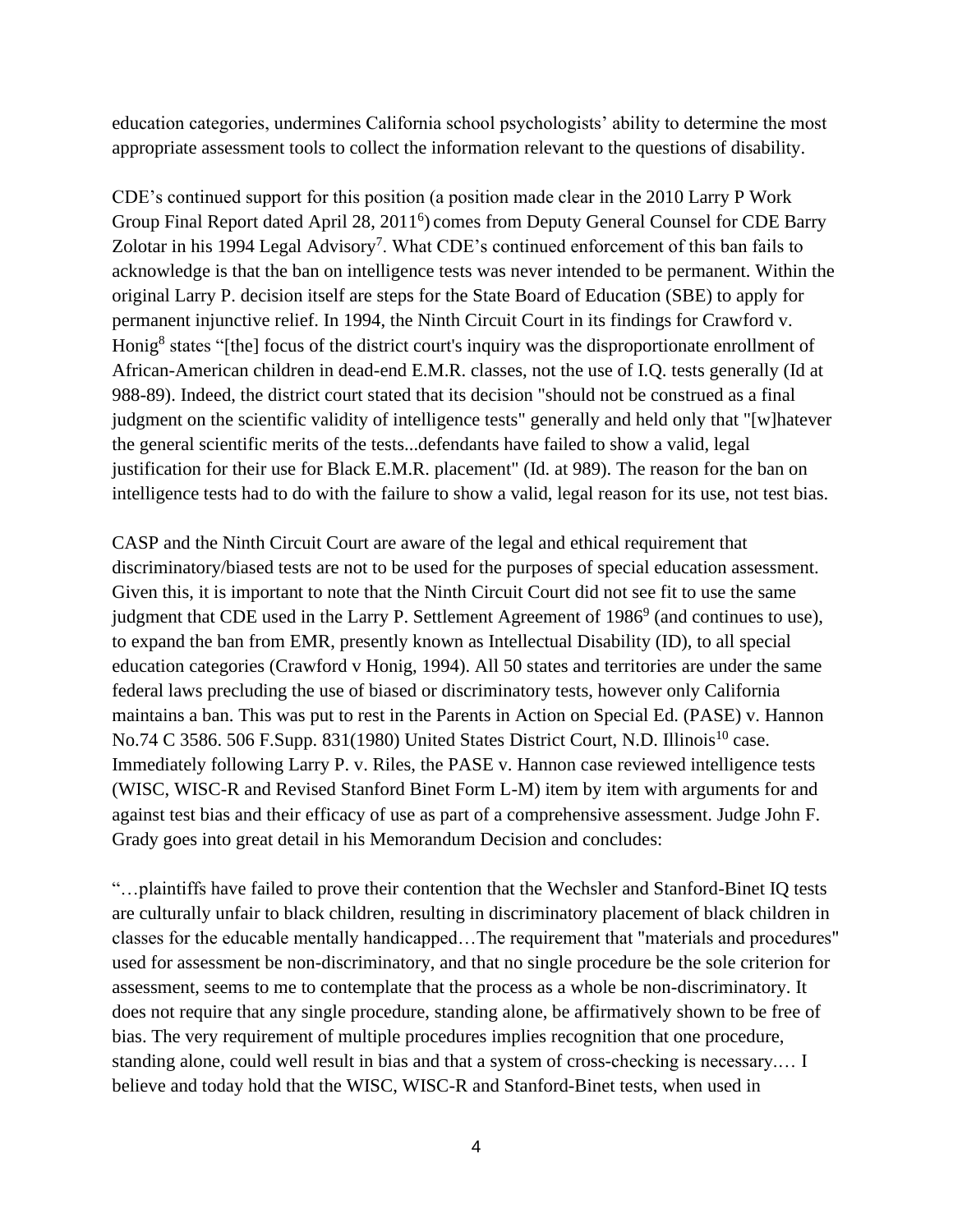education categories, undermines California school psychologists' ability to determine the most appropriate assessment tools to collect the information relevant to the questions of disability.

CDE's continued support for this position (a position made clear in the 2010 Larry P Work Group Final Report dated April 28, 2011[6]) comes from Deputy General Counsel for CDE Barry Zolotar in his 1994 Legal Advisory[7]. What CDE's continued enforcement of this ban fails to acknowledge is that the ban on intelligence tests was never intended to be permanent. Within the original Larry P. decision itself are steps for the State Board of Education (SBE) to apply for permanent injunctive relief. In 1994, the Ninth Circuit Court in its findings for Crawford v. Honig[8] states "[the] focus of the district court's inquiry was the disproportionate enrollment of African-American children in dead-end E.M.R. classes, not the use of I.Q. tests generally (Id at 988-89). Indeed, the district court stated that its decision "should not be construed as a final judgment on the scientific validity of intelligence tests" generally and held only that "[w]hatever the general scientific merits of the tests...defendants have failed to show a valid, legal justification for their use for Black E.M.R. placement" (Id. at 989). The reason for the ban on intelligence tests had to do with the failure to show a valid, legal reason for its use, not test bias.

CASP and the Ninth Circuit Court are aware of the legal and ethical requirement that discriminatory/biased tests are not to be used for the purposes of special education assessment. Given this, it is important to note that the Ninth Circuit Court did not see fit to use the same judgment that CDE used in the Larry P. Settlement Agreement of 1986[9] (and continues to use), to expand the ban from EMR, presently known as Intellectual Disability (ID), to all special education categories (Crawford v Honig, 1994). All 50 states and territories are under the same federal laws precluding the use of biased or discriminatory tests, however only California maintains a ban. This was put to rest in the Parents in Action on Special Ed. (PASE) v. Hannon No.74 C 3586. 506 F.Supp. 831(1980) United States District Court, N.D. Illinois[10] case. Immediately following Larry P. v. Riles, the PASE v. Hannon case reviewed intelligence tests (WISC, WISC-R and Revised Stanford Binet Form L-M) item by item with arguments for and against test bias and their efficacy of use as part of a comprehensive assessment. Judge John F. Grady goes into great detail in his Memorandum Decision and concludes:

"…plaintiffs have failed to prove their contention that the Wechsler and Stanford-Binet IQ tests are culturally unfair to black children, resulting in discriminatory placement of black children in classes for the educable mentally handicapped…The requirement that "materials and procedures" used for assessment be non-discriminatory, and that no single procedure be the sole criterion for assessment, seems to me to contemplate that the process as a whole be non-discriminatory. It does not require that any single procedure, standing alone, be affirmatively shown to be free of bias. The very requirement of multiple procedures implies recognition that one procedure, standing alone, could well result in bias and that a system of cross-checking is necessary.… I believe and today hold that the WISC, WISC-R and Stanford-Binet tests, when used in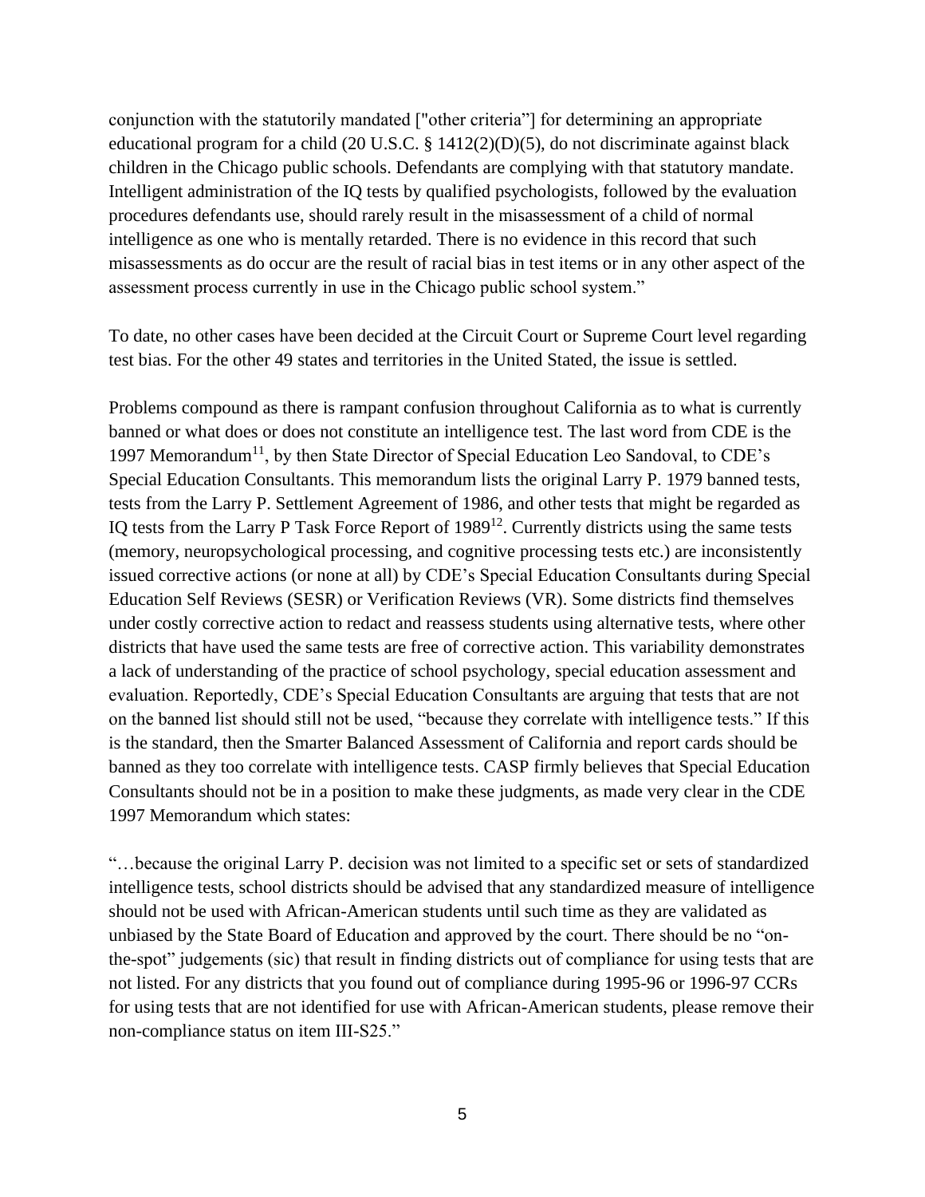conjunction with the statutorily mandated ["other criteria"] for determining an appropriate educational program for a child (20 U.S.C. § 1412(2)(D)(5), do not discriminate against black children in the Chicago public schools. Defendants are complying with that statutory mandate. Intelligent administration of the IQ tests by qualified psychologists, followed by the evaluation procedures defendants use, should rarely result in the misassessment of a child of normal intelligence as one who is mentally retarded. There is no evidence in this record that such misassessments as do occur are the result of racial bias in test items or in any other aspect of the assessment process currently in use in the Chicago public school system."

To date, no other cases have been decided at the Circuit Court or Supreme Court level regarding test bias. For the other 49 states and territories in the United Stated, the issue is settled.

Problems compound as there is rampant confusion throughout California as to what is currently banned or what does or does not constitute an intelligence test. The last word from CDE is the 1997 Memorandum[11], by then State Director of Special Education Leo Sandoval, to CDE's Special Education Consultants. This memorandum lists the original Larry P. 1979 banned tests, tests from the Larry P. Settlement Agreement of 1986, and other tests that might be regarded as IQ tests from the Larry P Task Force Report of 1989[12]. Currently districts using the same tests (memory, neuropsychological processing, and cognitive processing tests etc.) are inconsistently issued corrective actions (or none at all) by CDE's Special Education Consultants during Special Education Self Reviews (SESR) or Verification Reviews (VR). Some districts find themselves under costly corrective action to redact and reassess students using alternative tests, where other districts that have used the same tests are free of corrective action. This variability demonstrates a lack of understanding of the practice of school psychology, special education assessment and evaluation. Reportedly, CDE's Special Education Consultants are arguing that tests that are not on the banned list should still not be used, "because they correlate with intelligence tests." If this is the standard, then the Smarter Balanced Assessment of California and report cards should be banned as they too correlate with intelligence tests. CASP firmly believes that Special Education Consultants should not be in a position to make these judgments, as made very clear in the CDE 1997 Memorandum which states:

"…because the original Larry P. decision was not limited to a specific set or sets of standardized intelligence tests, school districts should be advised that any standardized measure of intelligence should not be used with African-American students until such time as they are validated as unbiased by the State Board of Education and approved by the court. There should be no "on-the-spot" judgements (sic) that result in finding districts out of compliance for using tests that are not listed. For any districts that you found out of compliance during 1995-96 or 1996-97 CCRs for using tests that are not identified for use with African-American students, please remove their non-compliance status on item III-S25."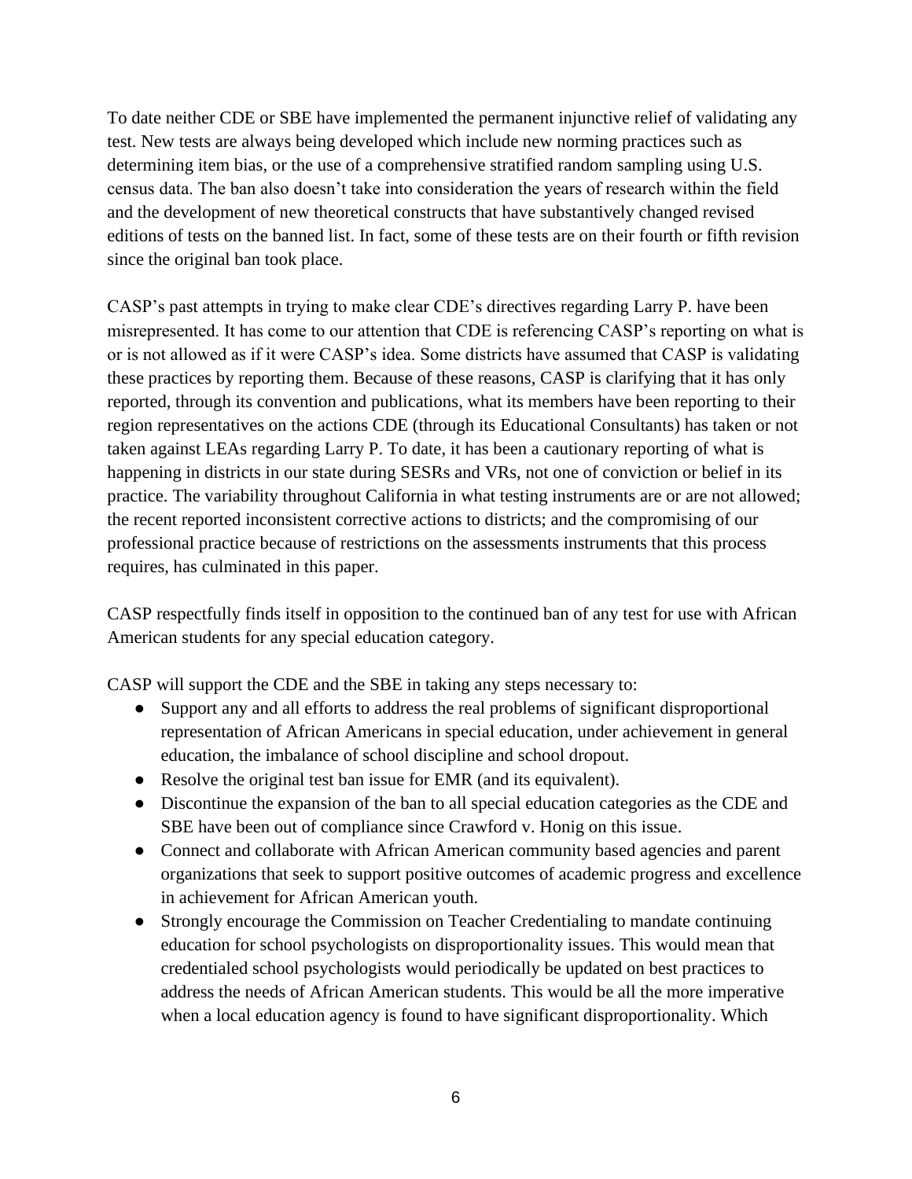To date neither CDE or SBE have implemented the permanent injunctive relief of validating any test. New tests are always being developed which include new norming practices such as determining item bias, or the use of a comprehensive stratified random sampling using U.S. census data. The ban also doesn't take into consideration the years of research within the field and the development of new theoretical constructs that have substantively changed revised editions of tests on the banned list. In fact, some of these tests are on their fourth or fifth revision since the original ban took place.

CASP's past attempts in trying to make clear CDE's directives regarding Larry P. have been misrepresented. It has come to our attention that CDE is referencing CASP's reporting on what is or is not allowed as if it were CASP's idea. Some districts have assumed that CASP is validating these practices by reporting them. Because of these reasons, CASP is clarifying that it has only reported, through its convention and publications, what its members have been reporting to their region representatives on the actions CDE (through its Educational Consultants) has taken or not taken against LEAs regarding Larry P. To date, it has been a cautionary reporting of what is happening in districts in our state during SESRs and VRs, not one of conviction or belief in its practice. The variability throughout California in what testing instruments are or are not allowed; the recent reported inconsistent corrective actions to districts; and the compromising of our professional practice because of restrictions on the assessments instruments that this process requires, has culminated in this paper.

CASP respectfully finds itself in opposition to the continued ban of any test for use with African American students for any special education category.

CASP will support the CDE and the SBE in taking any steps necessary to:

- Support any and all efforts to address the real problems of significant disproportional representation of African Americans in special education, under achievement in general education, the imbalance of school discipline and school dropout.
- Resolve the original test ban issue for EMR (and its equivalent).
- Discontinue the expansion of the ban to all special education categories as the CDE and SBE have been out of compliance since Crawford v. Honig on this issue.
- Connect and collaborate with African American community based agencies and parent organizations that seek to support positive outcomes of academic progress and excellence in achievement for African American youth.
- Strongly encourage the Commission on Teacher Credentialing to mandate continuing education for school psychologists on disproportionality issues. This would mean that credentialed school psychologists would periodically be updated on best practices to address the needs of African American students. This would be all the more imperative when a local education agency is found to have significant disproportionality. Which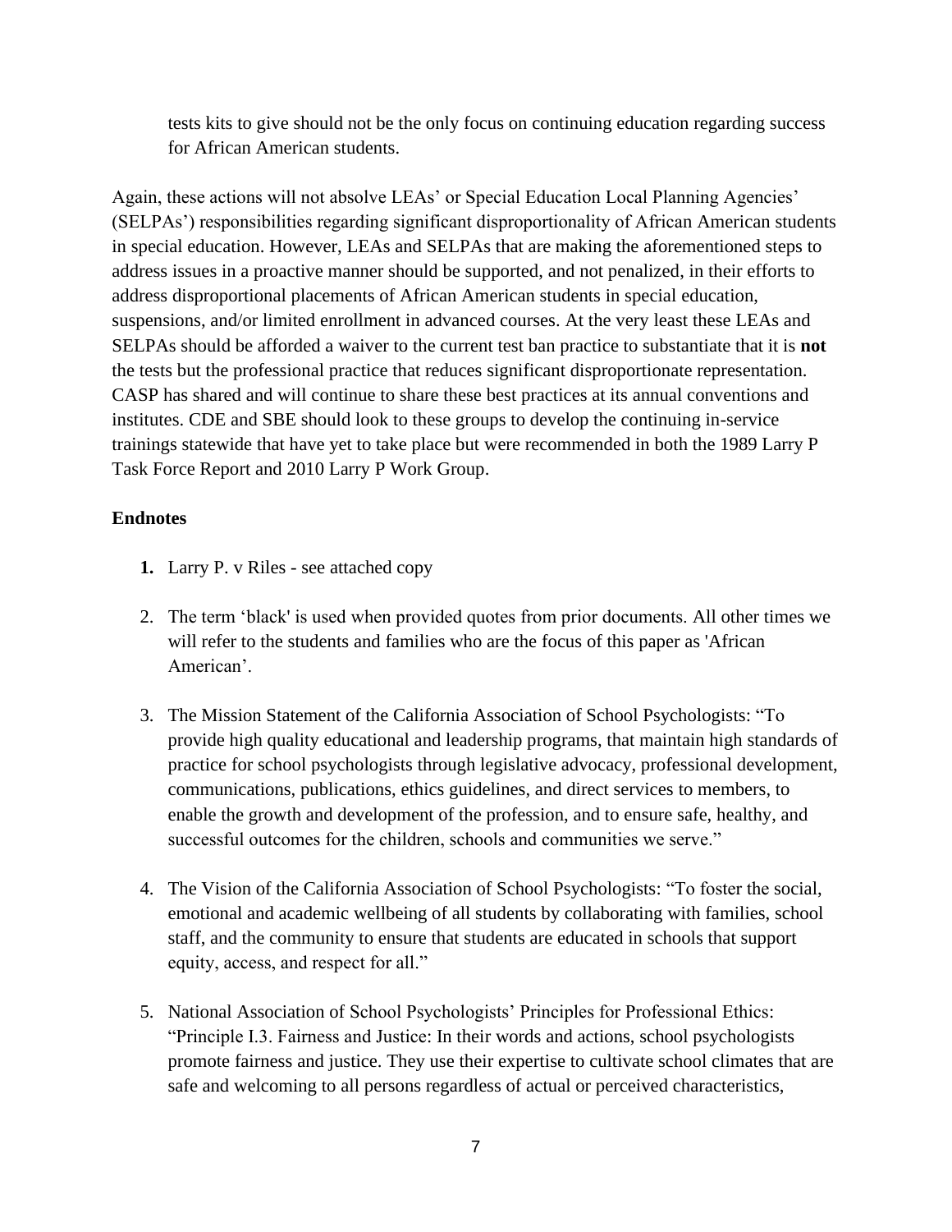tests kits to give should not be the only focus on continuing education regarding success for African American students.

Again, these actions will not absolve LEAs' or Special Education Local Planning Agencies' (SELPAs') responsibilities regarding significant disproportionality of African American students in special education. However, LEAs and SELPAs that are making the aforementioned steps to address issues in a proactive manner should be supported, and not penalized, in their efforts to address disproportional placements of African American students in special education, suspensions, and/or limited enrollment in advanced courses. At the very least these LEAs and SELPAs should be afforded a waiver to the current test ban practice to substantiate that it is **not** the tests but the professional practice that reduces significant disproportionate representation. CASP has shared and will continue to share these best practices at its annual conventions and institutes. CDE and SBE should look to these groups to develop the continuing in-service trainings statewide that have yet to take place but were recommended in both the 1989 Larry P Task Force Report and 2010 Larry P Work Group.

**Endnotes**

1. Larry P. v Riles - see attached copy

2. The term 'black' is used when provided quotes from prior documents. All other times we will refer to the students and families who are the focus of this paper as 'African American'.

3. The Mission Statement of the California Association of School Psychologists: "To provide high quality educational and leadership programs, that maintain high standards of practice for school psychologists through legislative advocacy, professional development, communications, publications, ethics guidelines, and direct services to members, to enable the growth and development of the profession, and to ensure safe, healthy, and successful outcomes for the children, schools and communities we serve."

4. The Vision of the California Association of School Psychologists: "To foster the social, emotional and academic wellbeing of all students by collaborating with families, school staff, and the community to ensure that students are educated in schools that support equity, access, and respect for all."

5. National Association of School Psychologists' Principles for Professional Ethics: "Principle I.3. Fairness and Justice: In their words and actions, school psychologists promote fairness and justice. They use their expertise to cultivate school climates that are safe and welcoming to all persons regardless of actual or perceived characteristics,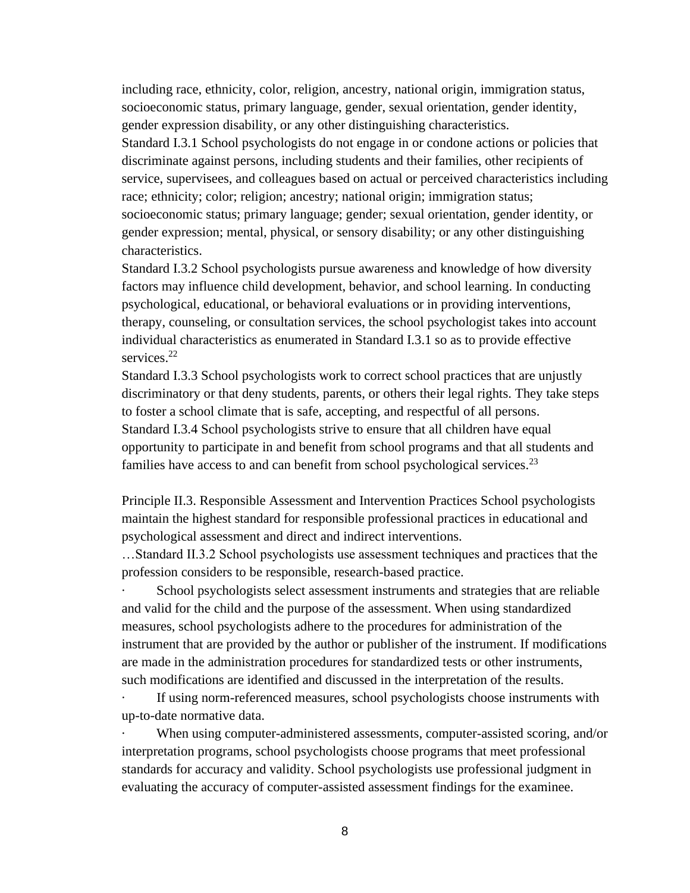including race, ethnicity, color, religion, ancestry, national origin, immigration status, socioeconomic status, primary language, gender, sexual orientation, gender identity, gender expression disability, or any other distinguishing characteristics.

Standard I.3.1 School psychologists do not engage in or condone actions or policies that discriminate against persons, including students and their families, other recipients of service, supervisees, and colleagues based on actual or perceived characteristics including race; ethnicity; color; religion; ancestry; national origin; immigration status; socioeconomic status; primary language; gender; sexual orientation, gender identity, or gender expression; mental, physical, or sensory disability; or any other distinguishing characteristics.

Standard I.3.2 School psychologists pursue awareness and knowledge of how diversity factors may influence child development, behavior, and school learning. In conducting psychological, educational, or behavioral evaluations or in providing interventions, therapy, counseling, or consultation services, the school psychologist takes into account individual characteristics as enumerated in Standard I.3.1 so as to provide effective services.[22]

Standard I.3.3 School psychologists work to correct school practices that are unjustly discriminatory or that deny students, parents, or others their legal rights. They take steps to foster a school climate that is safe, accepting, and respectful of all persons.

Standard I.3.4 School psychologists strive to ensure that all children have equal opportunity to participate in and benefit from school programs and that all students and families have access to and can benefit from school psychological services.[23]

Principle II.3. Responsible Assessment and Intervention Practices School psychologists maintain the highest standard for responsible professional practices in educational and psychological assessment and direct and indirect interventions.

…Standard II.3.2 School psychologists use assessment techniques and practices that the profession considers to be responsible, research-based practice.

- School psychologists select assessment instruments and strategies that are reliable and valid for the child and the purpose of the assessment. When using standardized measures, school psychologists adhere to the procedures for administration of the instrument that are provided by the author or publisher of the instrument. If modifications are made in the administration procedures for standardized tests or other instruments, such modifications are identified and discussed in the interpretation of the results.
- If using norm-referenced measures, school psychologists choose instruments with up-to-date normative data.
- When using computer-administered assessments, computer-assisted scoring, and/or interpretation programs, school psychologists choose programs that meet professional standards for accuracy and validity. School psychologists use professional judgment in evaluating the accuracy of computer-assisted assessment findings for the examinee.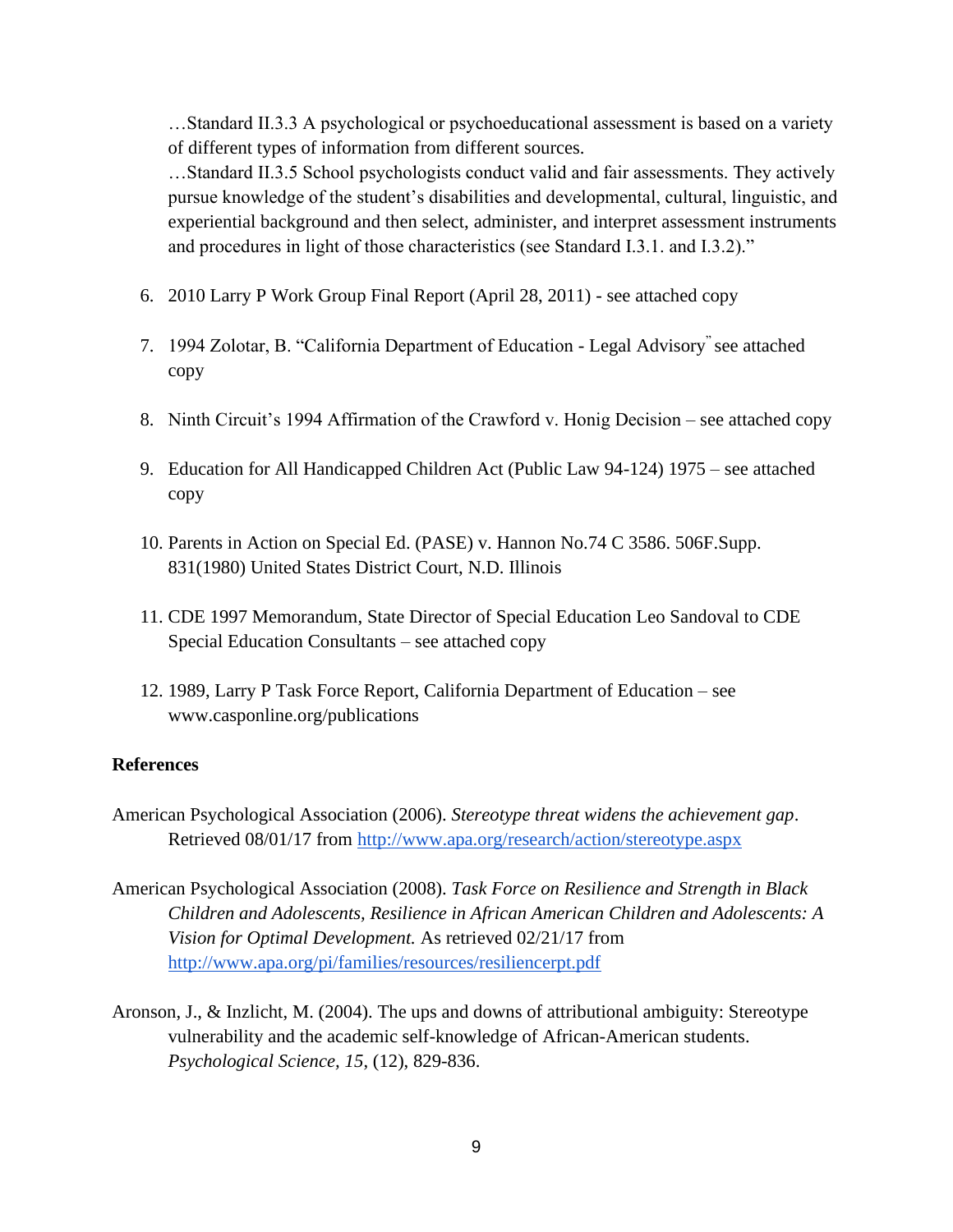…Standard II.3.3 A psychological or psychoeducational assessment is based on a variety of different types of information from different sources.
…Standard II.3.5 School psychologists conduct valid and fair assessments. They actively pursue knowledge of the student's disabilities and developmental, cultural, linguistic, and experiential background and then select, administer, and interpret assessment instruments and procedures in light of those characteristics (see Standard I.3.1. and I.3.2)."

6. 2010 Larry P Work Group Final Report (April 28, 2011) - see attached copy

7. 1994 Zolotar, B. "California Department of Education - Legal Advisory" see attached copy

8. Ninth Circuit's 1994 Affirmation of the Crawford v. Honig Decision – see attached copy

9. Education for All Handicapped Children Act (Public Law 94-124) 1975 – see attached copy

10. Parents in Action on Special Ed. (PASE) v. Hannon No.74 C 3586. 506F.Supp. 831(1980) United States District Court, N.D. Illinois

11. CDE 1997 Memorandum, State Director of Special Education Leo Sandoval to CDE Special Education Consultants – see attached copy

12. 1989, Larry P Task Force Report, California Department of Education – see www.casponline.org/publications

**References**

American Psychological Association (2006). *Stereotype threat widens the achievement gap*. Retrieved 08/01/17 from http://www.apa.org/research/action/stereotype.aspx

American Psychological Association (2008). *Task Force on Resilience and Strength in Black Children and Adolescents, Resilience in African American Children and Adolescents: A Vision for Optimal Development.* As retrieved 02/21/17 from http://www.apa.org/pi/families/resources/resiliencerpt.pdf

Aronson, J., & Inzlicht, M. (2004). The ups and downs of attributional ambiguity: Stereotype vulnerability and the academic self-knowledge of African-American students. *Psychological Science, 15*, (12), 829-836.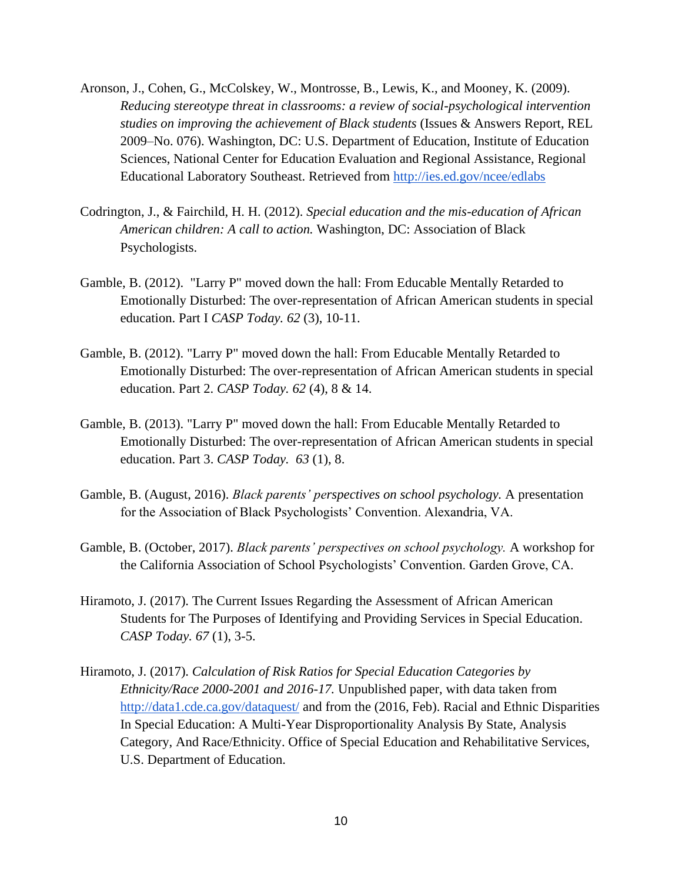Aronson, J., Cohen, G., McColskey, W., Montrosse, B., Lewis, K., and Mooney, K. (2009). *Reducing stereotype threat in classrooms: a review of social-psychological intervention studies on improving the achievement of Black students* (Issues & Answers Report, REL 2009–No. 076). Washington, DC: U.S. Department of Education, Institute of Education Sciences, National Center for Education Evaluation and Regional Assistance, Regional Educational Laboratory Southeast. Retrieved from http://ies.ed.gov/ncee/edlabs

Codrington, J., & Fairchild, H. H. (2012). *Special education and the mis-education of African American children: A call to action.* Washington, DC: Association of Black Psychologists.

Gamble, B. (2012). "Larry P" moved down the hall: From Educable Mentally Retarded to Emotionally Disturbed: The over-representation of African American students in special education. Part I *CASP Today. 62* (3), 10-11.

Gamble, B. (2012). "Larry P" moved down the hall: From Educable Mentally Retarded to Emotionally Disturbed: The over-representation of African American students in special education. Part 2. *CASP Today. 62* (4), 8 & 14.

Gamble, B. (2013). "Larry P" moved down the hall: From Educable Mentally Retarded to Emotionally Disturbed: The over-representation of African American students in special education. Part 3. *CASP Today. 63* (1), 8.

Gamble, B. (August, 2016). *Black parents' perspectives on school psychology.* A presentation for the Association of Black Psychologists' Convention. Alexandria, VA.

Gamble, B. (October, 2017). *Black parents' perspectives on school psychology.* A workshop for the California Association of School Psychologists' Convention. Garden Grove, CA.

Hiramoto, J. (2017). The Current Issues Regarding the Assessment of African American Students for The Purposes of Identifying and Providing Services in Special Education. *CASP Today. 67* (1), 3-5.

Hiramoto, J. (2017). *Calculation of Risk Ratios for Special Education Categories by Ethnicity/Race 2000-2001 and 2016-17.* Unpublished paper, with data taken from http://data1.cde.ca.gov/dataquest/ and from the (2016, Feb). Racial and Ethnic Disparities In Special Education: A Multi-Year Disproportionality Analysis By State, Analysis Category, And Race/Ethnicity. Office of Special Education and Rehabilitative Services, U.S. Department of Education.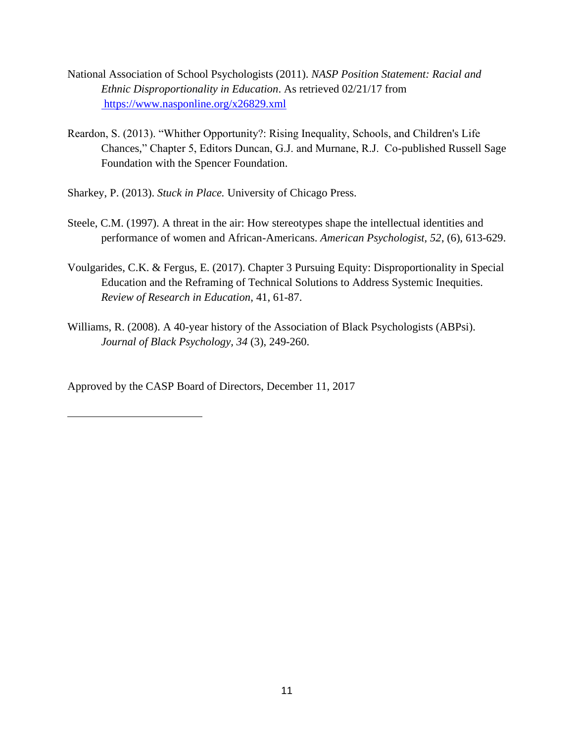National Association of School Psychologists (2011). *NASP Position Statement: Racial and Ethnic Disproportionality in Education*. As retrieved 02/21/17 from https://www.nasponline.org/x26829.xml

Reardon, S. (2013). "Whither Opportunity?: Rising Inequality, Schools, and Children's Life Chances," Chapter 5, Editors Duncan, G.J. and Murnane, R.J. Co-published Russell Sage Foundation with the Spencer Foundation.

Sharkey, P. (2013). *Stuck in Place.* University of Chicago Press.

Steele, C.M. (1997). A threat in the air: How stereotypes shape the intellectual identities and performance of women and African-Americans. *American Psychologist, 52,* (6), 613-629.

Voulgarides, C.K. & Fergus, E. (2017). Chapter 3 Pursuing Equity: Disproportionality in Special Education and the Reframing of Technical Solutions to Address Systemic Inequities. *Review of Research in Education*, 41, 61-87.

Williams, R. (2008). A 40-year history of the Association of Black Psychologists (ABPsi). *Journal of Black Psychology, 34* (3), 249-260.

Approved by the CASP Board of Directors, December 11, 2017